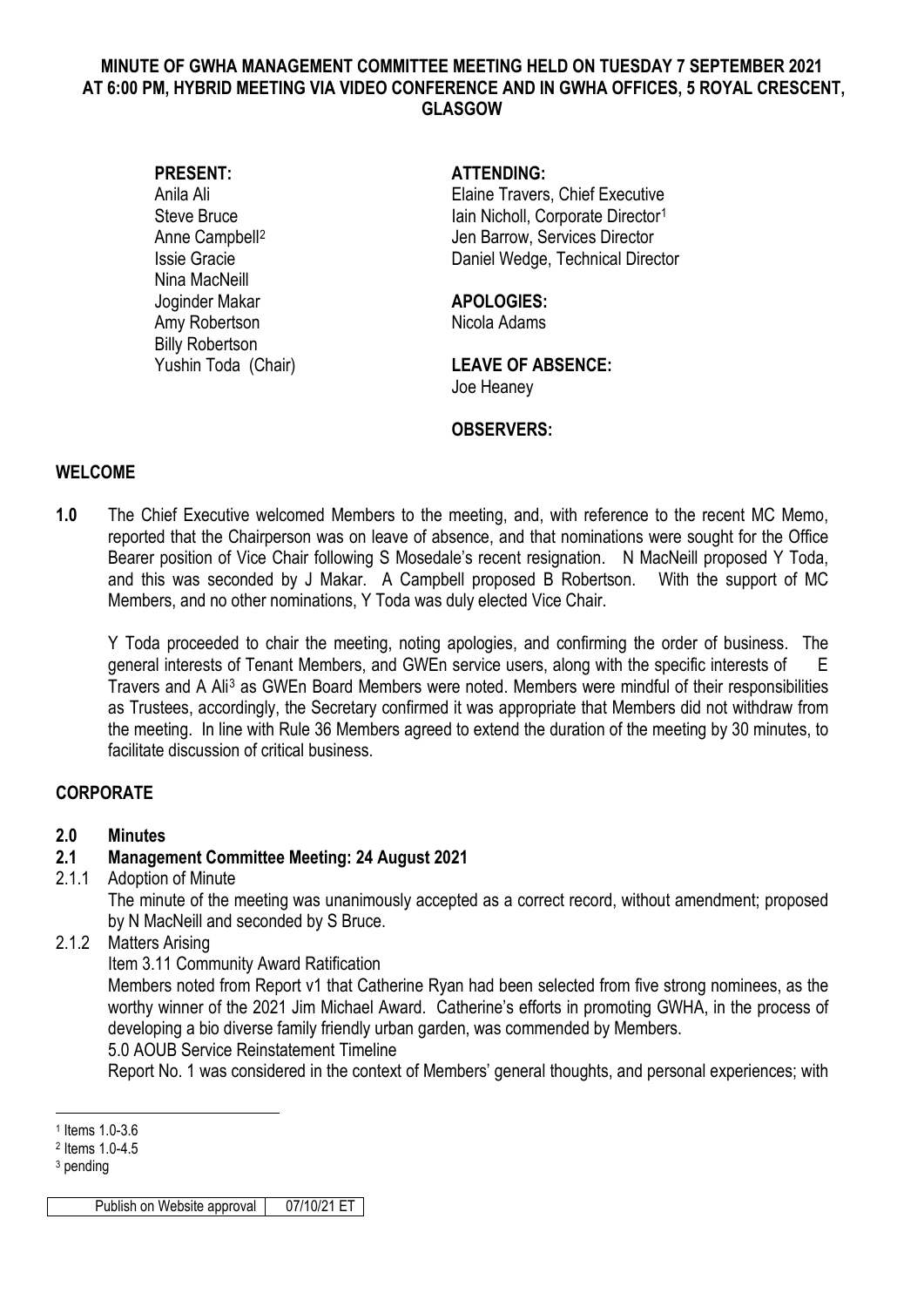**MINUTE OF GWHA MANAGEMENT COMMITTEE MEETING HELD ON TUESDAY 7 SEPTEMBER 2021 AT 6:00 PM, HYBRID MEETING VIA VIDEO CONFERENCE AND IN GWHA OFFICES, 5 ROYAL CRESCENT, GLASGOW**

**PRESENT:**
Anila Ali
Steve Bruce
Anne Campbell[2]
Issie Gracie
Nina MacNeill
Joginder Makar
Amy Robertson
Billy Robertson
Yushin Toda (Chair)

**ATTENDING:**
Elaine Travers, Chief Executive
Iain Nicholl, Corporate Director[1]
Jen Barrow, Services Director
Daniel Wedge, Technical Director

**APOLOGIES:**
Nicola Adams

**LEAVE OF ABSENCE:**
Joe Heaney

**OBSERVERS:**

## WELCOME

**1.0** The Chief Executive welcomed Members to the meeting, and, with reference to the recent MC Memo, reported that the Chairperson was on leave of absence, and that nominations were sought for the Office Bearer position of Vice Chair following S Mosedale's recent resignation. N MacNeill proposed Y Toda, and this was seconded by J Makar. A Campbell proposed B Robertson. With the support of MC Members, and no other nominations, Y Toda was duly elected Vice Chair.

Y Toda proceeded to chair the meeting, noting apologies, and confirming the order of business. The general interests of Tenant Members, and GWEn service users, along with the specific interests of E Travers and A Ali[3] as GWEn Board Members were noted. Members were mindful of their responsibilities as Trustees, accordingly, the Secretary confirmed it was appropriate that Members did not withdraw from the meeting. In line with Rule 36 Members agreed to extend the duration of the meeting by 30 minutes, to facilitate discussion of critical business.

## CORPORATE

**2.0 Minutes**

**2.1 Management Committee Meeting: 24 August 2021**

2.1.1 Adoption of Minute

The minute of the meeting was unanimously accepted as a correct record, without amendment; proposed by N MacNeill and seconded by S Bruce.

2.1.2 Matters Arising

Item 3.11 Community Award Ratification

Members noted from Report v1 that Catherine Ryan had been selected from five strong nominees, as the worthy winner of the 2021 Jim Michael Award. Catherine's efforts in promoting GWHA, in the process of developing a bio diverse family friendly urban garden, was commended by Members.

5.0 AOUB Service Reinstatement Timeline

Report No. 1 was considered in the context of Members' general thoughts, and personal experiences; with

[1] Items 1.0-3.6
[2] Items 1.0-4.5
[3] pending

| Publish on Website approval | 07/10/21 ET |
|---|---|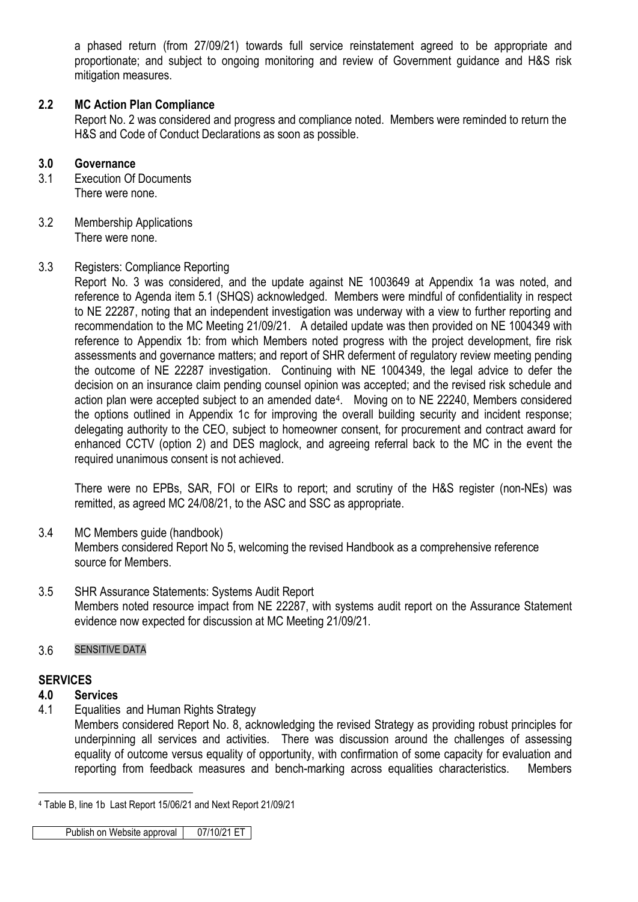a phased return (from 27/09/21) towards full service reinstatement agreed to be appropriate and proportionate; and subject to ongoing monitoring and review of Government guidance and H&S risk mitigation measures.

### 2.2 MC Action Plan Compliance

Report No. 2 was considered and progress and compliance noted. Members were reminded to return the H&S and Code of Conduct Declarations as soon as possible.

### 3.0 Governance

3.1 Execution Of Documents
There were none.

3.2 Membership Applications
There were none.

3.3 Registers: Compliance Reporting
Report No. 3 was considered, and the update against NE 1003649 at Appendix 1a was noted, and reference to Agenda item 5.1 (SHQS) acknowledged. Members were mindful of confidentiality in respect to NE 22287, noting that an independent investigation was underway with a view to further reporting and recommendation to the MC Meeting 21/09/21. A detailed update was then provided on NE 1004349 with reference to Appendix 1b: from which Members noted progress with the project development, fire risk assessments and governance matters; and report of SHR deferment of regulatory review meeting pending the outcome of NE 22287 investigation. Continuing with NE 1004349, the legal advice to defer the decision on an insurance claim pending counsel opinion was accepted; and the revised risk schedule and action plan were accepted subject to an amended date[4]. Moving on to NE 22240, Members considered the options outlined in Appendix 1c for improving the overall building security and incident response; delegating authority to the CEO, subject to homeowner consent, for procurement and contract award for enhanced CCTV (option 2) and DES maglock, and agreeing referral back to the MC in the event the required unanimous consent is not achieved.

There were no EPBs, SAR, FOI or EIRs to report; and scrutiny of the H&S register (non-NEs) was remitted, as agreed MC 24/08/21, to the ASC and SSC as appropriate.

3.4 MC Members guide (handbook)
Members considered Report No 5, welcoming the revised Handbook as a comprehensive reference source for Members.

3.5 SHR Assurance Statements: Systems Audit Report
Members noted resource impact from NE 22287, with systems audit report on the Assurance Statement evidence now expected for discussion at MC Meeting 21/09/21.

3.6 SENSITIVE DATA

## SERVICES

### 4.0 Services

4.1 Equalities and Human Rights Strategy
Members considered Report No. 8, acknowledging the revised Strategy as providing robust principles for underpinning all services and activities. There was discussion around the challenges of assessing equality of outcome versus equality of opportunity, with confirmation of some capacity for evaluation and reporting from feedback measures and bench-marking across equalities characteristics. Members

[4] Table B, line 1b Last Report 15/06/21 and Next Report 21/09/21

| Publish on Website approval | 07/10/21 ET |
| --- | --- |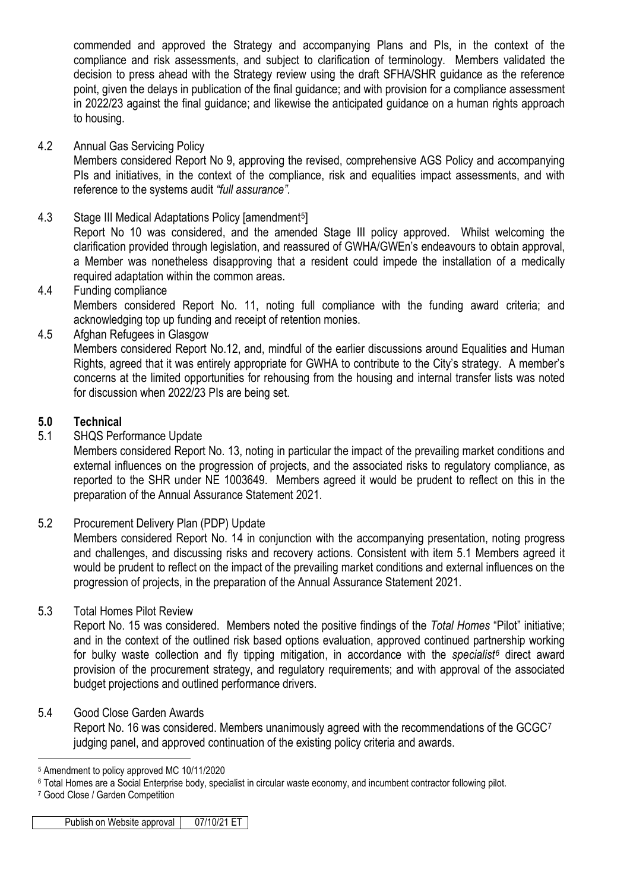commended and approved the Strategy and accompanying Plans and PIs, in the context of the compliance and risk assessments, and subject to clarification of terminology. Members validated the decision to press ahead with the Strategy review using the draft SFHA/SHR guidance as the reference point, given the delays in publication of the final guidance; and with provision for a compliance assessment in 2022/23 against the final guidance; and likewise the anticipated guidance on a human rights approach to housing.

4.2 Annual Gas Servicing Policy

Members considered Report No 9, approving the revised, comprehensive AGS Policy and accompanying PIs and initiatives, in the context of the compliance, risk and equalities impact assessments, and with reference to the systems audit *"full assurance"*.

4.3 Stage III Medical Adaptations Policy [amendment[5]]

Report No 10 was considered, and the amended Stage III policy approved. Whilst welcoming the clarification provided through legislation, and reassured of GWHA/GWEn's endeavours to obtain approval, a Member was nonetheless disapproving that a resident could impede the installation of a medically required adaptation within the common areas.

4.4 Funding compliance

Members considered Report No. 11, noting full compliance with the funding award criteria; and acknowledging top up funding and receipt of retention monies.

4.5 Afghan Refugees in Glasgow

Members considered Report No.12, and, mindful of the earlier discussions around Equalities and Human Rights, agreed that it was entirely appropriate for GWHA to contribute to the City's strategy. A member's concerns at the limited opportunities for rehousing from the housing and internal transfer lists was noted for discussion when 2022/23 PIs are being set.

## 5.0 Technical

5.1 SHQS Performance Update

Members considered Report No. 13, noting in particular the impact of the prevailing market conditions and external influences on the progression of projects, and the associated risks to regulatory compliance, as reported to the SHR under NE 1003649. Members agreed it would be prudent to reflect on this in the preparation of the Annual Assurance Statement 2021.

5.2 Procurement Delivery Plan (PDP) Update

Members considered Report No. 14 in conjunction with the accompanying presentation, noting progress and challenges, and discussing risks and recovery actions. Consistent with item 5.1 Members agreed it would be prudent to reflect on the impact of the prevailing market conditions and external influences on the progression of projects, in the preparation of the Annual Assurance Statement 2021.

5.3 Total Homes Pilot Review

Report No. 15 was considered. Members noted the positive findings of the *Total Homes* "Pilot" initiative; and in the context of the outlined risk based options evaluation, approved continued partnership working for bulky waste collection and fly tipping mitigation, in accordance with the *specialist*[6] direct award provision of the procurement strategy, and regulatory requirements; and with approval of the associated budget projections and outlined performance drivers.

5.4 Good Close Garden Awards

Report No. 16 was considered. Members unanimously agreed with the recommendations of the GCGC[7] judging panel, and approved continuation of the existing policy criteria and awards.

---

[5] Amendment to policy approved MC 10/11/2020

[6] Total Homes are a Social Enterprise body, specialist in circular waste economy, and incumbent contractor following pilot.

[7] Good Close / Garden Competition

| Publish on Website approval | 07/10/21 ET |
|---|---|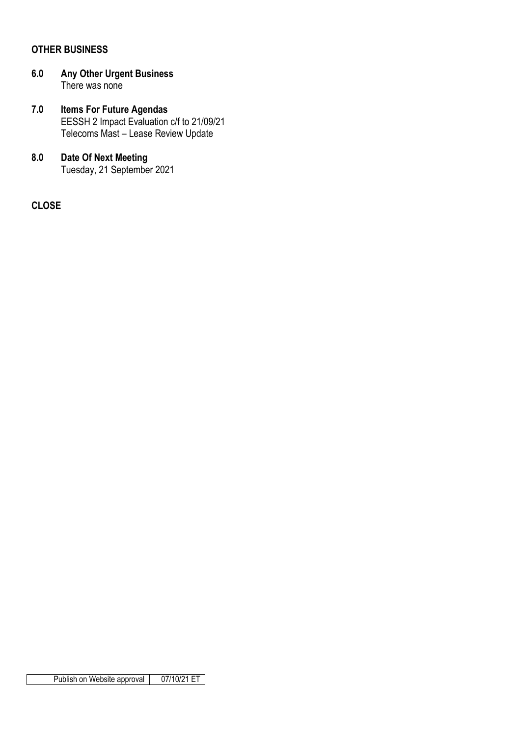**OTHER BUSINESS**

**6.0 Any Other Urgent Business**
There was none

**7.0 Items For Future Agendas**
EESSH 2 Impact Evaluation c/f to 21/09/21
Telecoms Mast – Lease Review Update

**8.0 Date Of Next Meeting**
Tuesday, 21 September 2021

**CLOSE**

| | | |
|---|---|---|
| | Publish on Website approval | 07/10/21 ET |